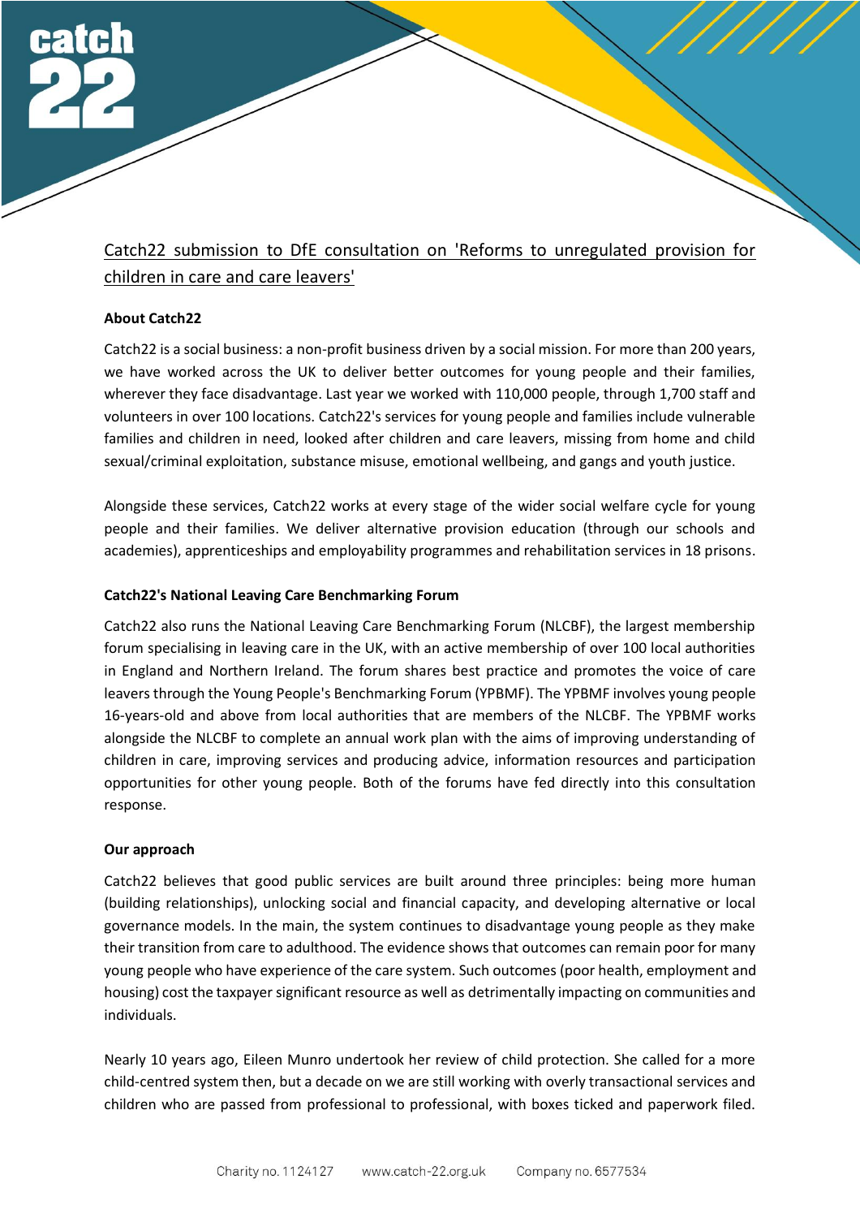# Catch22 submission to DfE consultation on 'Reforms to unregulated provision for children in care and care leavers'

**About Catch22**

Catch22 is a social business: a non-profit business driven by a social mission. For more than 200 years, we have worked across the UK to deliver better outcomes for young people and their families, wherever they face disadvantage. Last year we worked with 110,000 people, through 1,700 staff and volunteers in over 100 locations. Catch22's services for young people and families include vulnerable families and children in need, looked after children and care leavers, missing from home and child sexual/criminal exploitation, substance misuse, emotional wellbeing, and gangs and youth justice.

Alongside these services, Catch22 works at every stage of the wider social welfare cycle for young people and their families. We deliver alternative provision education (through our schools and academies), apprenticeships and employability programmes and rehabilitation services in 18 prisons.

**Catch22's National Leaving Care Benchmarking Forum**

Catch22 also runs the National Leaving Care Benchmarking Forum (NLCBF), the largest membership forum specialising in leaving care in the UK, with an active membership of over 100 local authorities in England and Northern Ireland. The forum shares best practice and promotes the voice of care leavers through the Young People's Benchmarking Forum (YPBMF). The YPBMF involves young people 16-years-old and above from local authorities that are members of the NLCBF. The YPBMF works alongside the NLCBF to complete an annual work plan with the aims of improving understanding of children in care, improving services and producing advice, information resources and participation opportunities for other young people. Both of the forums have fed directly into this consultation response.

**Our approach**

Catch22 believes that good public services are built around three principles: being more human (building relationships), unlocking social and financial capacity, and developing alternative or local governance models. In the main, the system continues to disadvantage young people as they make their transition from care to adulthood. The evidence shows that outcomes can remain poor for many young people who have experience of the care system. Such outcomes (poor health, employment and housing) cost the taxpayer significant resource as well as detrimentally impacting on communities and individuals.

Nearly 10 years ago, Eileen Munro undertook her review of child protection. She called for a more child-centred system then, but a decade on we are still working with overly transactional services and children who are passed from professional to professional, with boxes ticked and paperwork filed.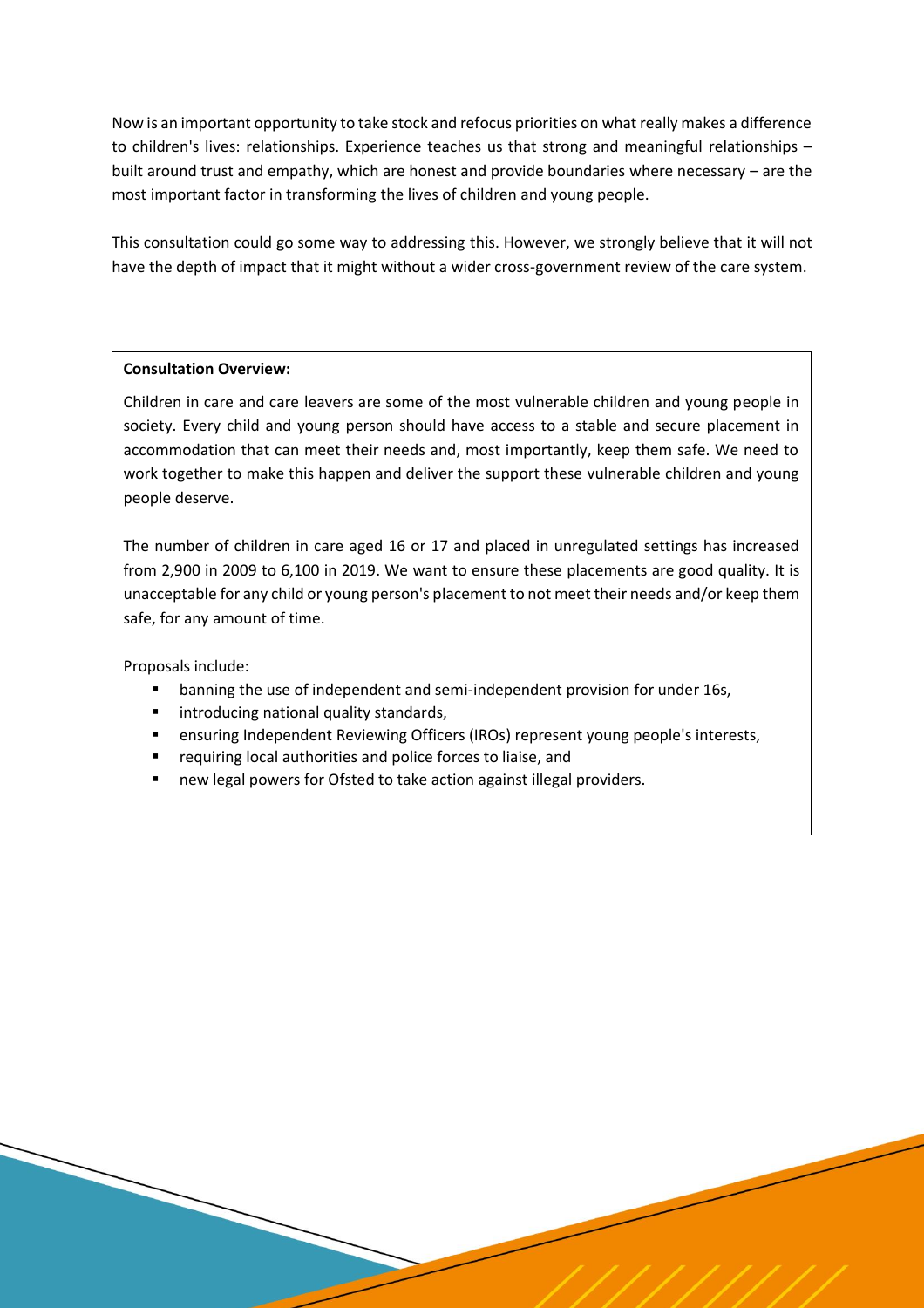Now is an important opportunity to take stock and refocus priorities on what really makes a difference to children's lives: relationships. Experience teaches us that strong and meaningful relationships – built around trust and empathy, which are honest and provide boundaries where necessary – are the most important factor in transforming the lives of children and young people.

This consultation could go some way to addressing this. However, we strongly believe that it will not have the depth of impact that it might without a wider cross-government review of the care system.

**Consultation Overview:**

Children in care and care leavers are some of the most vulnerable children and young people in society. Every child and young person should have access to a stable and secure placement in accommodation that can meet their needs and, most importantly, keep them safe. We need to work together to make this happen and deliver the support these vulnerable children and young people deserve.

The number of children in care aged 16 or 17 and placed in unregulated settings has increased from 2,900 in 2009 to 6,100 in 2019. We want to ensure these placements are good quality. It is unacceptable for any child or young person's placement to not meet their needs and/or keep them safe, for any amount of time.

Proposals include:

- banning the use of independent and semi-independent provision for under 16s,
- introducing national quality standards,
- ensuring Independent Reviewing Officers (IROs) represent young people's interests,
- requiring local authorities and police forces to liaise, and
- new legal powers for Ofsted to take action against illegal providers.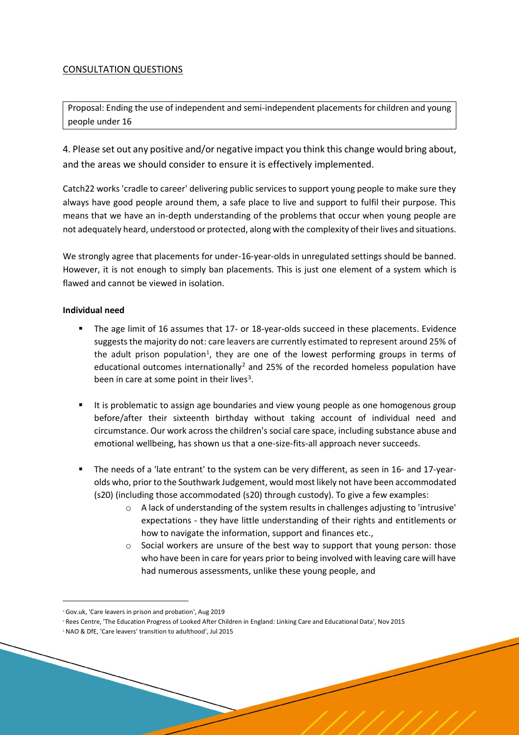## CONSULTATION QUESTIONS

Proposal: Ending the use of independent and semi-independent placements for children and young people under 16

### 4. Please set out any positive and/or negative impact you think this change would bring about, and the areas we should consider to ensure it is effectively implemented.

Catch22 works 'cradle to career' delivering public services to support young people to make sure they always have good people around them, a safe place to live and support to fulfil their purpose. This means that we have an in-depth understanding of the problems that occur when young people are not adequately heard, understood or protected, along with the complexity of their lives and situations.

We strongly agree that placements for under-16-year-olds in unregulated settings should be banned. However, it is not enough to simply ban placements. This is just one element of a system which is flawed and cannot be viewed in isolation.

**Individual need**

- The age limit of 16 assumes that 17- or 18-year-olds succeed in these placements. Evidence suggests the majority do not: care leavers are currently estimated to represent around 25% of the adult prison population[1], they are one of the lowest performing groups in terms of educational outcomes internationally[2] and 25% of the recorded homeless population have been in care at some point in their lives[3].

- It is problematic to assign age boundaries and view young people as one homogenous group before/after their sixteenth birthday without taking account of individual need and circumstance. Our work across the children's social care space, including substance abuse and emotional wellbeing, has shown us that a one-size-fits-all approach never succeeds.

- The needs of a 'late entrant' to the system can be very different, as seen in 16- and 17-year-olds who, prior to the Southwark Judgement, would most likely not have been accommodated (s20) (including those accommodated (s20) through custody). To give a few examples:
  - A lack of understanding of the system results in challenges adjusting to 'intrusive' expectations - they have little understanding of their rights and entitlements or how to navigate the information, support and finances etc.,
  - Social workers are unsure of the best way to support that young person: those who have been in care for years prior to being involved with leaving care will have had numerous assessments, unlike these young people, and

---

[1] Gov.uk, 'Care leavers in prison and probation', Aug 2019

[2] Rees Centre, 'The Education Progress of Looked After Children in England: Linking Care and Educational Data', Nov 2015

[3] NAO & DfE, 'Care leavers' transition to adulthood', Jul 2015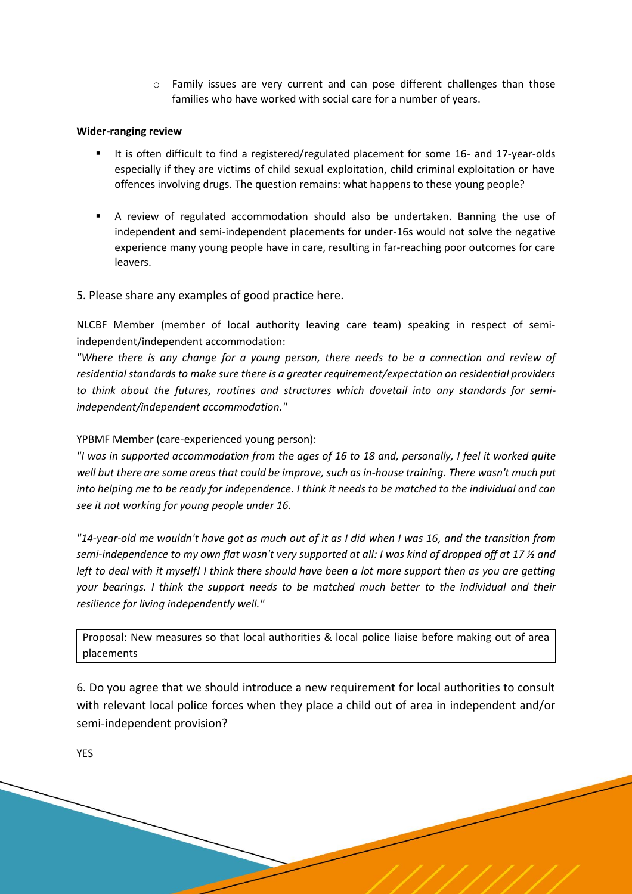- Family issues are very current and can pose different challenges than those families who have worked with social care for a number of years.

**Wider-ranging review**

- It is often difficult to find a registered/regulated placement for some 16- and 17-year-olds especially if they are victims of child sexual exploitation, child criminal exploitation or have offences involving drugs. The question remains: what happens to these young people?

- A review of regulated accommodation should also be undertaken. Banning the use of independent and semi-independent placements for under-16s would not solve the negative experience many young people have in care, resulting in far-reaching poor outcomes for care leavers.

5. Please share any examples of good practice here.

NLCBF Member (member of local authority leaving care team) speaking in respect of semi-independent/independent accommodation:

*"Where there is any change for a young person, there needs to be a connection and review of residential standards to make sure there is a greater requirement/expectation on residential providers to think about the futures, routines and structures which dovetail into any standards for semi-independent/independent accommodation."*

YPBMF Member (care-experienced young person):

*"I was in supported accommodation from the ages of 16 to 18 and, personally, I feel it worked quite well but there are some areas that could be improve, such as in-house training. There wasn't much put into helping me to be ready for independence. I think it needs to be matched to the individual and can see it not working for young people under 16.*

*"14-year-old me wouldn't have got as much out of it as I did when I was 16, and the transition from semi-independence to my own flat wasn't very supported at all: I was kind of dropped off at 17 ½ and left to deal with it myself! I think there should have been a lot more support then as you are getting your bearings. I think the support needs to be matched much better to the individual and their resilience for living independently well."*

Proposal: New measures so that local authorities & local police liaise before making out of area placements

6. Do you agree that we should introduce a new requirement for local authorities to consult with relevant local police forces when they place a child out of area in independent and/or semi-independent provision?

YES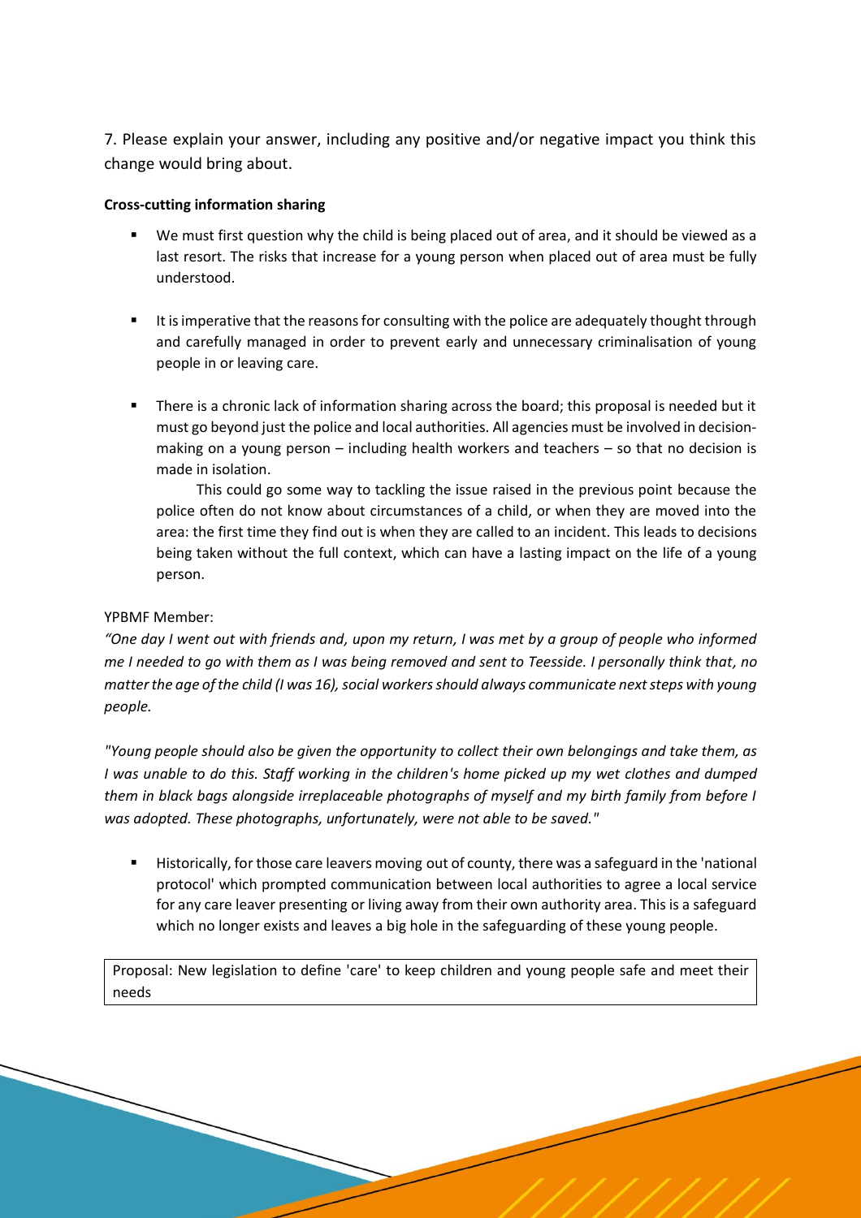7. Please explain your answer, including any positive and/or negative impact you think this change would bring about.

**Cross-cutting information sharing**

- We must first question why the child is being placed out of area, and it should be viewed as a last resort. The risks that increase for a young person when placed out of area must be fully understood.

- It is imperative that the reasons for consulting with the police are adequately thought through and carefully managed in order to prevent early and unnecessary criminalisation of young people in or leaving care.

- There is a chronic lack of information sharing across the board; this proposal is needed but it must go beyond just the police and local authorities. All agencies must be involved in decision-making on a young person – including health workers and teachers – so that no decision is made in isolation.

  This could go some way to tackling the issue raised in the previous point because the police often do not know about circumstances of a child, or when they are moved into the area: the first time they find out is when they are called to an incident. This leads to decisions being taken without the full context, which can have a lasting impact on the life of a young person.

YPBMF Member:

*"One day I went out with friends and, upon my return, I was met by a group of people who informed me I needed to go with them as I was being removed and sent to Teesside. I personally think that, no matter the age of the child (I was 16), social workers should always communicate next steps with young people.*

*"Young people should also be given the opportunity to collect their own belongings and take them, as I was unable to do this. Staff working in the children's home picked up my wet clothes and dumped them in black bags alongside irreplaceable photographs of myself and my birth family from before I was adopted. These photographs, unfortunately, were not able to be saved."*

- Historically, for those care leavers moving out of county, there was a safeguard in the 'national protocol' which prompted communication between local authorities to agree a local service for any care leaver presenting or living away from their own authority area. This is a safeguard which no longer exists and leaves a big hole in the safeguarding of these young people.

Proposal: New legislation to define 'care' to keep children and young people safe and meet their needs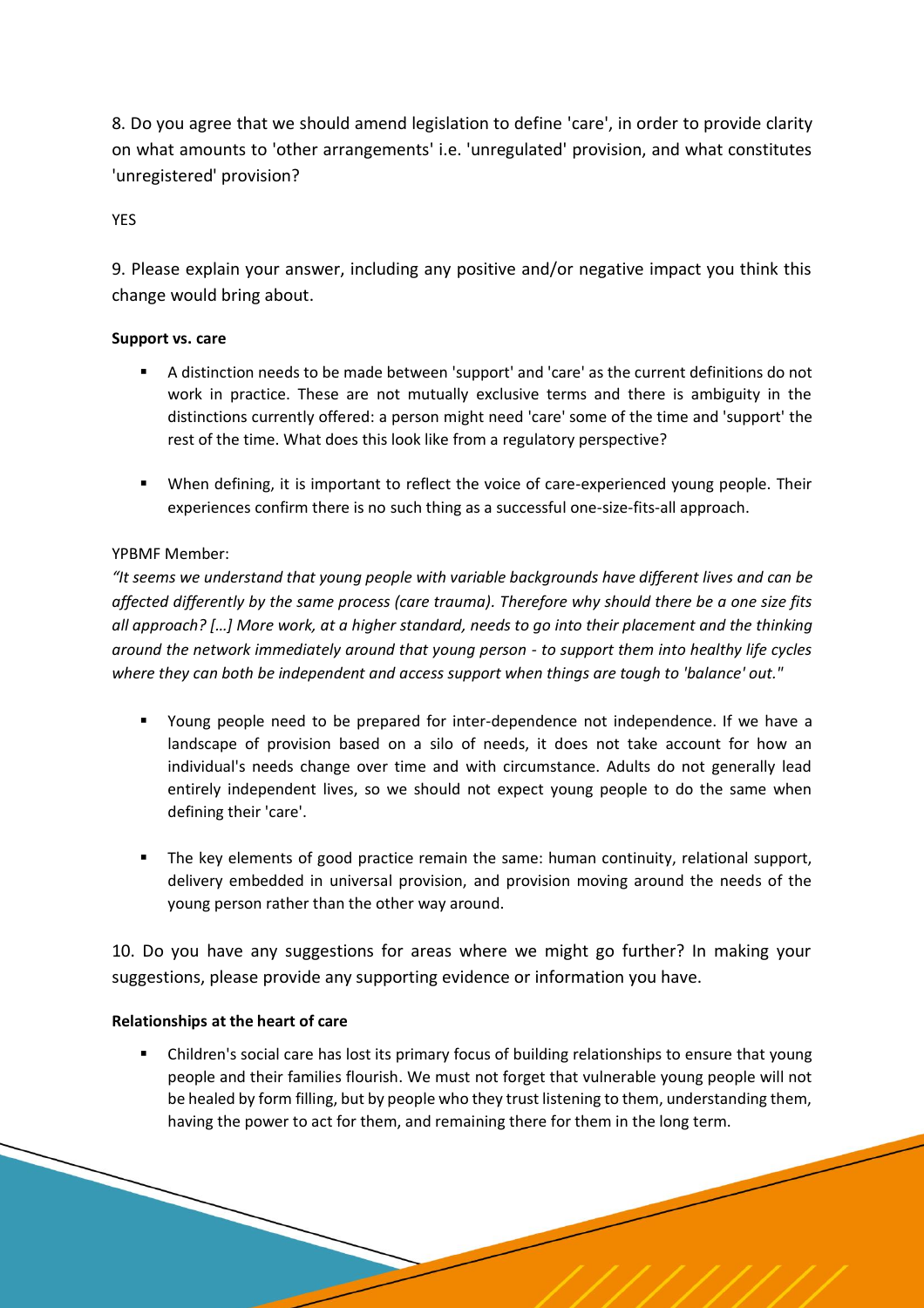8. Do you agree that we should amend legislation to define 'care', in order to provide clarity on what amounts to 'other arrangements' i.e. 'unregulated' provision, and what constitutes 'unregistered' provision?

YES

9. Please explain your answer, including any positive and/or negative impact you think this change would bring about.

**Support vs. care**

- A distinction needs to be made between 'support' and 'care' as the current definitions do not work in practice. These are not mutually exclusive terms and there is ambiguity in the distinctions currently offered: a person might need 'care' some of the time and 'support' the rest of the time. What does this look like from a regulatory perspective?
- When defining, it is important to reflect the voice of care-experienced young people. Their experiences confirm there is no such thing as a successful one-size-fits-all approach.

YPBMF Member:

*"It seems we understand that young people with variable backgrounds have different lives and can be affected differently by the same process (care trauma). Therefore why should there be a one size fits all approach? […] More work, at a higher standard, needs to go into their placement and the thinking around the network immediately around that young person - to support them into healthy life cycles where they can both be independent and access support when things are tough to 'balance' out."*

- Young people need to be prepared for inter-dependence not independence. If we have a landscape of provision based on a silo of needs, it does not take account for how an individual's needs change over time and with circumstance. Adults do not generally lead entirely independent lives, so we should not expect young people to do the same when defining their 'care'.
- The key elements of good practice remain the same: human continuity, relational support, delivery embedded in universal provision, and provision moving around the needs of the young person rather than the other way around.

10. Do you have any suggestions for areas where we might go further? In making your suggestions, please provide any supporting evidence or information you have.

**Relationships at the heart of care**

- Children's social care has lost its primary focus of building relationships to ensure that young people and their families flourish. We must not forget that vulnerable young people will not be healed by form filling, but by people who they trust listening to them, understanding them, having the power to act for them, and remaining there for them in the long term.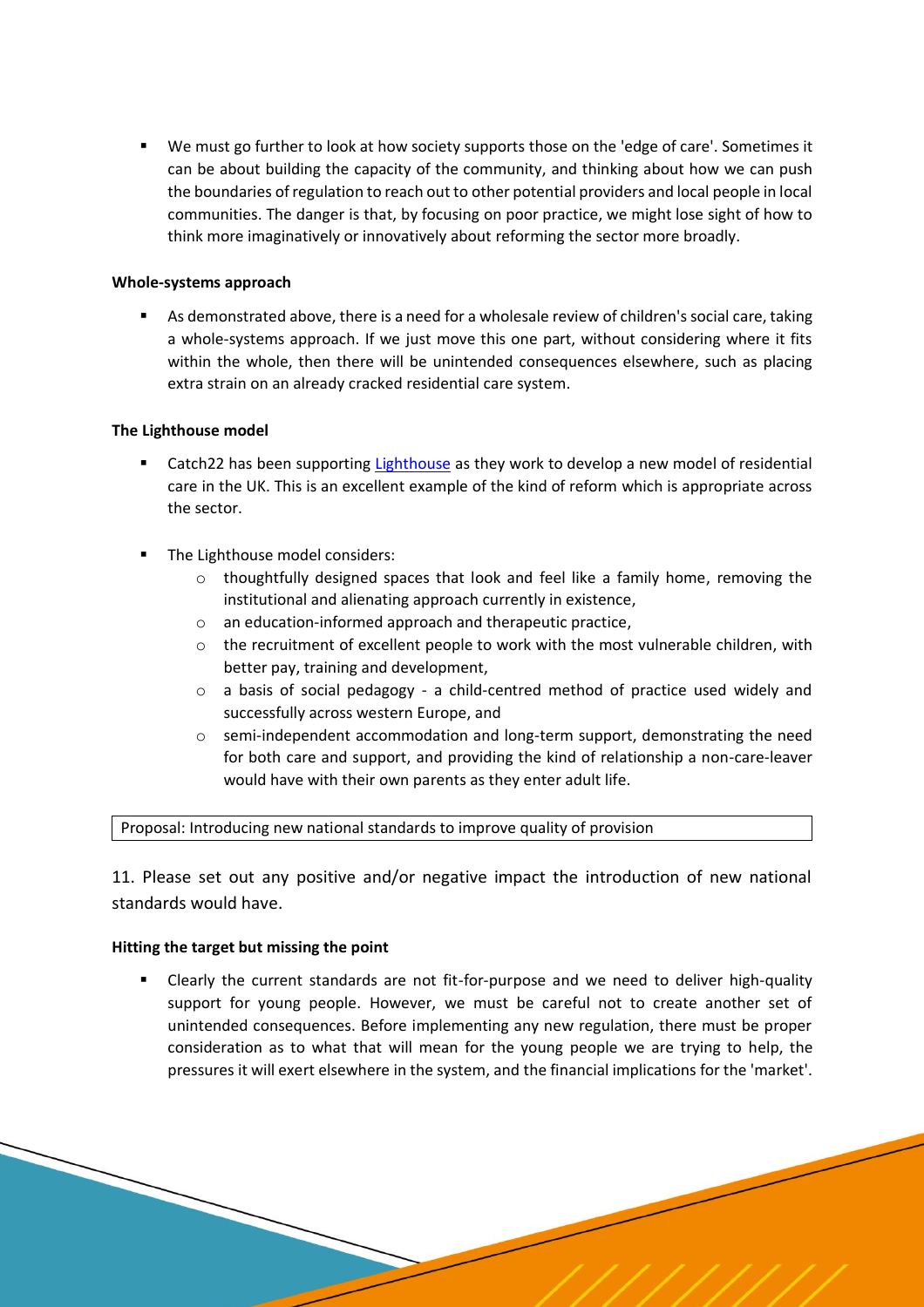- We must go further to look at how society supports those on the 'edge of care'. Sometimes it can be about building the capacity of the community, and thinking about how we can push the boundaries of regulation to reach out to other potential providers and local people in local communities. The danger is that, by focusing on poor practice, we might lose sight of how to think more imaginatively or innovatively about reforming the sector more broadly.

**Whole-systems approach**

- As demonstrated above, there is a need for a wholesale review of children's social care, taking a whole-systems approach. If we just move this one part, without considering where it fits within the whole, then there will be unintended consequences elsewhere, such as placing extra strain on an already cracked residential care system.

**The Lighthouse model**

- Catch22 has been supporting [Lighthouse] as they work to develop a new model of residential care in the UK. This is an excellent example of the kind of reform which is appropriate across the sector.

- The Lighthouse model considers:
    - thoughtfully designed spaces that look and feel like a family home, removing the institutional and alienating approach currently in existence,
    - an education-informed approach and therapeutic practice,
    - the recruitment of excellent people to work with the most vulnerable children, with better pay, training and development,
    - a basis of social pedagogy - a child-centred method of practice used widely and successfully across western Europe, and
    - semi-independent accommodation and long-term support, demonstrating the need for both care and support, and providing the kind of relationship a non-care-leaver would have with their own parents as they enter adult life.

Proposal: Introducing new national standards to improve quality of provision

11. Please set out any positive and/or negative impact the introduction of new national standards would have.

**Hitting the target but missing the point**

- Clearly the current standards are not fit-for-purpose and we need to deliver high-quality support for young people. However, we must be careful not to create another set of unintended consequences. Before implementing any new regulation, there must be proper consideration as to what that will mean for the young people we are trying to help, the pressures it will exert elsewhere in the system, and the financial implications for the 'market'.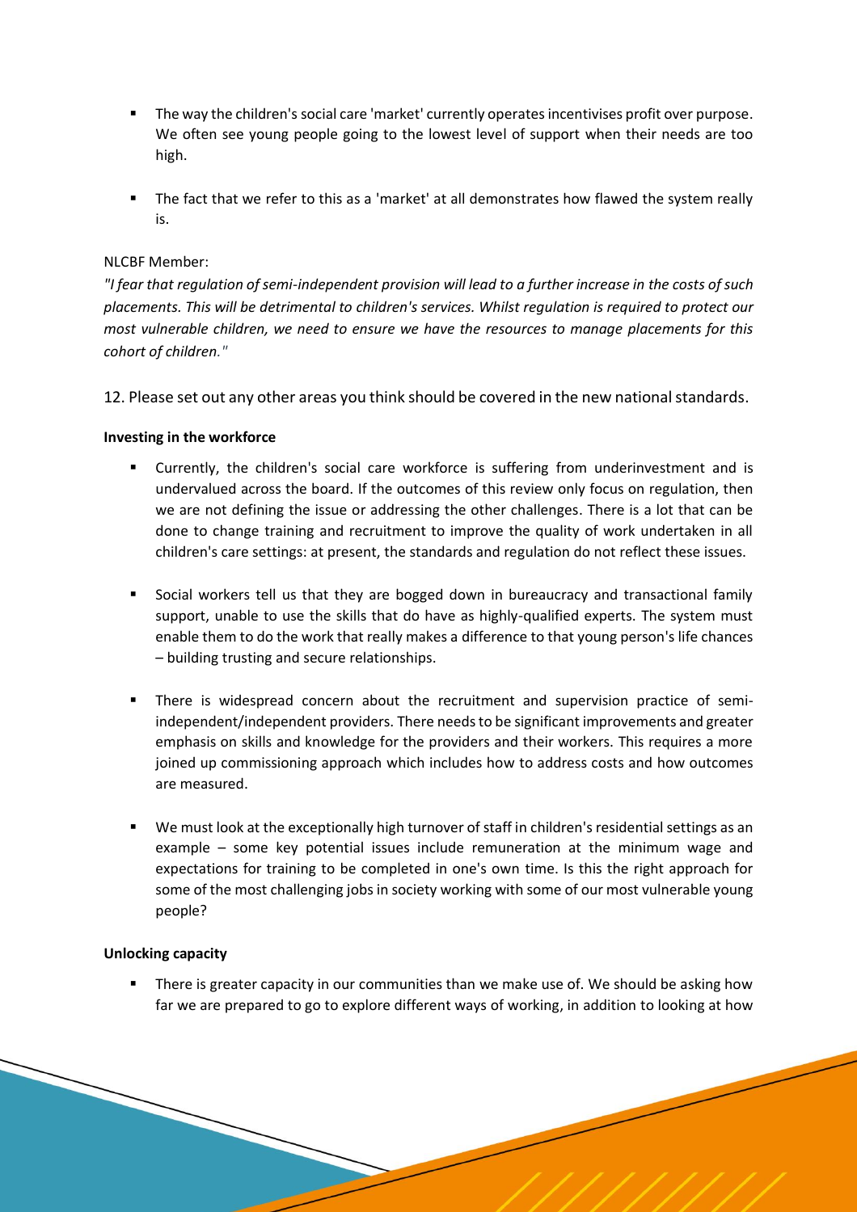- The way the children's social care 'market' currently operates incentivises profit over purpose. We often see young people going to the lowest level of support when their needs are too high.

- The fact that we refer to this as a 'market' at all demonstrates how flawed the system really is.

NLCBF Member:

*"I fear that regulation of semi-independent provision will lead to a further increase in the costs of such placements. This will be detrimental to children's services. Whilst regulation is required to protect our most vulnerable children, we need to ensure we have the resources to manage placements for this cohort of children."*

12. Please set out any other areas you think should be covered in the new national standards.

**Investing in the workforce**

- Currently, the children's social care workforce is suffering from underinvestment and is undervalued across the board. If the outcomes of this review only focus on regulation, then we are not defining the issue or addressing the other challenges. There is a lot that can be done to change training and recruitment to improve the quality of work undertaken in all children's care settings: at present, the standards and regulation do not reflect these issues.

- Social workers tell us that they are bogged down in bureaucracy and transactional family support, unable to use the skills that do have as highly-qualified experts. The system must enable them to do the work that really makes a difference to that young person's life chances – building trusting and secure relationships.

- There is widespread concern about the recruitment and supervision practice of semi-independent/independent providers. There needs to be significant improvements and greater emphasis on skills and knowledge for the providers and their workers. This requires a more joined up commissioning approach which includes how to address costs and how outcomes are measured.

- We must look at the exceptionally high turnover of staff in children's residential settings as an example – some key potential issues include remuneration at the minimum wage and expectations for training to be completed in one's own time. Is this the right approach for some of the most challenging jobs in society working with some of our most vulnerable young people?

**Unlocking capacity**

- There is greater capacity in our communities than we make use of. We should be asking how far we are prepared to go to explore different ways of working, in addition to looking at how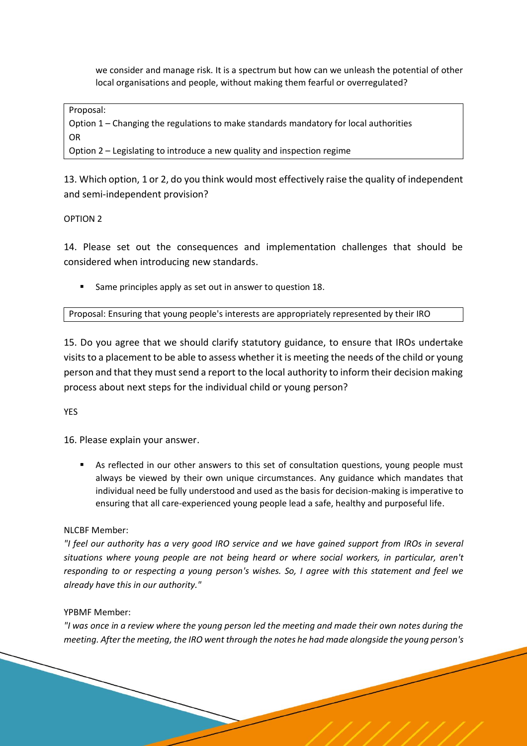we consider and manage risk. It is a spectrum but how can we unleash the potential of other local organisations and people, without making them fearful or overregulated?

| |
|---|
| Proposal:<br>Option 1 – Changing the regulations to make standards mandatory for local authorities<br>OR<br>Option 2 – Legislating to introduce a new quality and inspection regime |

13. Which option, 1 or 2, do you think would most effectively raise the quality of independent and semi-independent provision?

OPTION 2

14. Please set out the consequences and implementation challenges that should be considered when introducing new standards.

- Same principles apply as set out in answer to question 18.

| |
|---|
| Proposal: Ensuring that young people's interests are appropriately represented by their IRO |

15. Do you agree that we should clarify statutory guidance, to ensure that IROs undertake visits to a placement to be able to assess whether it is meeting the needs of the child or young person and that they must send a report to the local authority to inform their decision making process about next steps for the individual child or young person?

YES

16. Please explain your answer.

- As reflected in our other answers to this set of consultation questions, young people must always be viewed by their own unique circumstances. Any guidance which mandates that individual need be fully understood and used as the basis for decision-making is imperative to ensuring that all care-experienced young people lead a safe, healthy and purposeful life.

NLCBF Member:

*"I feel our authority has a very good IRO service and we have gained support from IROs in several situations where young people are not being heard or where social workers, in particular, aren't responding to or respecting a young person's wishes. So, I agree with this statement and feel we already have this in our authority."*

YPBMF Member:

*"I was once in a review where the young person led the meeting and made their own notes during the meeting. After the meeting, the IRO went through the notes he had made alongside the young person's*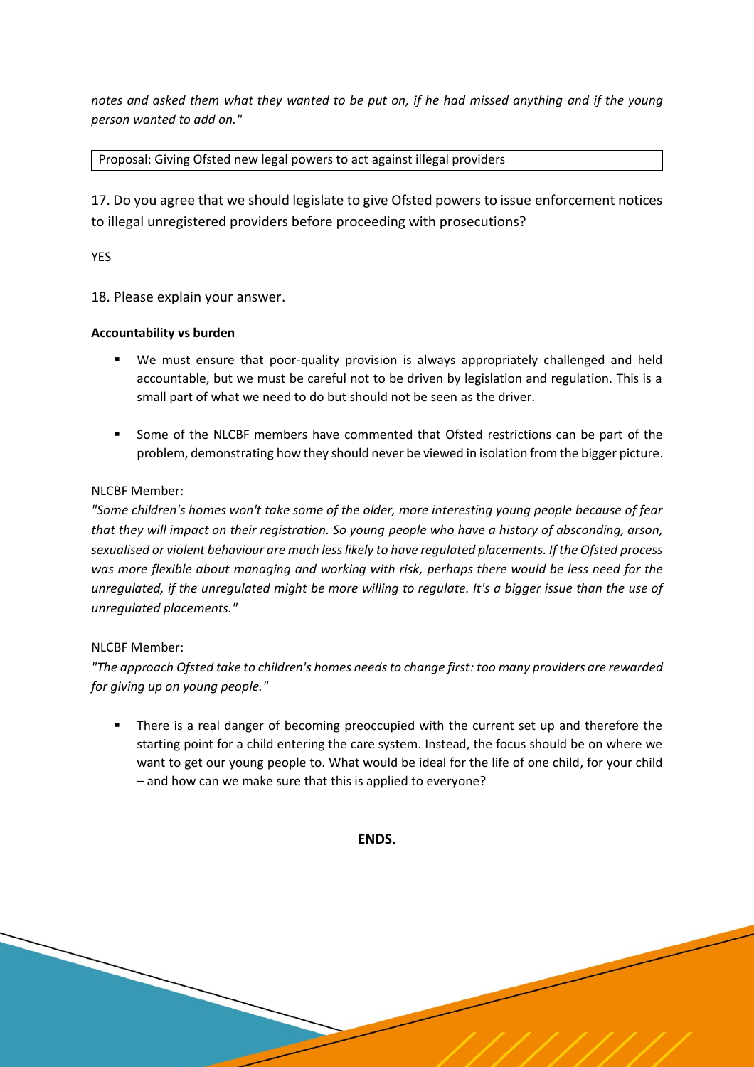*notes and asked them what they wanted to be put on, if he had missed anything and if the young person wanted to add on."*

Proposal: Giving Ofsted new legal powers to act against illegal providers

17. Do you agree that we should legislate to give Ofsted powers to issue enforcement notices to illegal unregistered providers before proceeding with prosecutions?

YES

18. Please explain your answer.

**Accountability vs burden**

- We must ensure that poor-quality provision is always appropriately challenged and held accountable, but we must be careful not to be driven by legislation and regulation. This is a small part of what we need to do but should not be seen as the driver.
- Some of the NLCBF members have commented that Ofsted restrictions can be part of the problem, demonstrating how they should never be viewed in isolation from the bigger picture.

NLCBF Member:

*"Some children's homes won't take some of the older, more interesting young people because of fear that they will impact on their registration. So young people who have a history of absconding, arson, sexualised or violent behaviour are much less likely to have regulated placements. If the Ofsted process was more flexible about managing and working with risk, perhaps there would be less need for the unregulated, if the unregulated might be more willing to regulate. It's a bigger issue than the use of unregulated placements."*

NLCBF Member:

*"The approach Ofsted take to children's homes needs to change first: too many providers are rewarded for giving up on young people."*

- There is a real danger of becoming preoccupied with the current set up and therefore the starting point for a child entering the care system. Instead, the focus should be on where we want to get our young people to. What would be ideal for the life of one child, for your child – and how can we make sure that this is applied to everyone?

**ENDS.**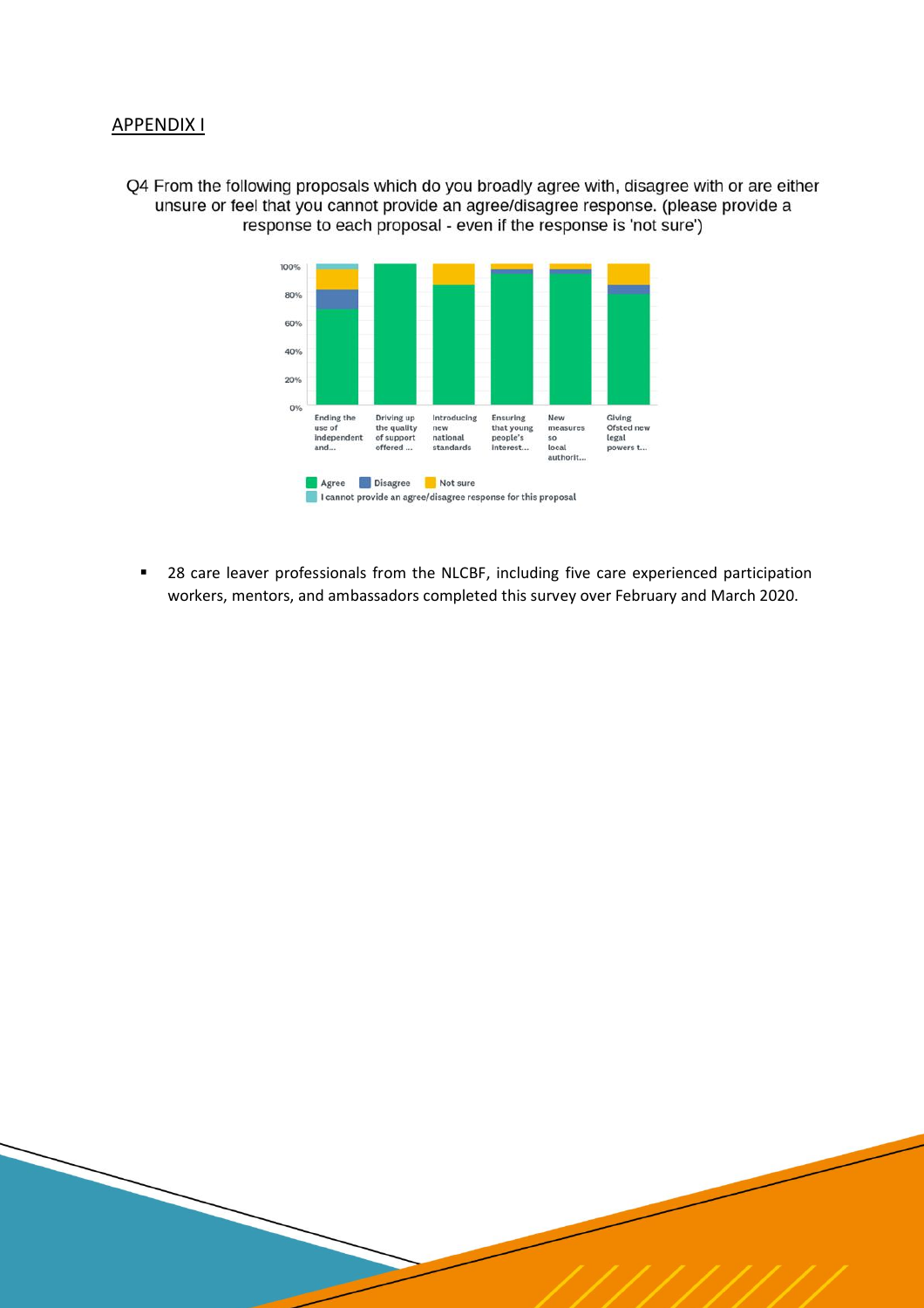APPENDIX I

Q4 From the following proposals which do you broadly agree with, disagree with or are either unsure or feel that you cannot provide an agree/disagree response. (please provide a response to each proposal - even if the response is 'not sure')

100%
80%
60%
40%
20%
0%

Ending the use of independent and...
Driving up the quality of support offered ...
Introducing new national standards
Ensuring that young people's interest...
New measures so local authorit...
Giving Ofsted new legal powers t...

Agree
Disagree
Not sure
I cannot provide an agree/disagree response for this proposal

- 28 care leaver professionals from the NLCBF, including five care experienced participation workers, mentors, and ambassadors completed this survey over February and March 2020.